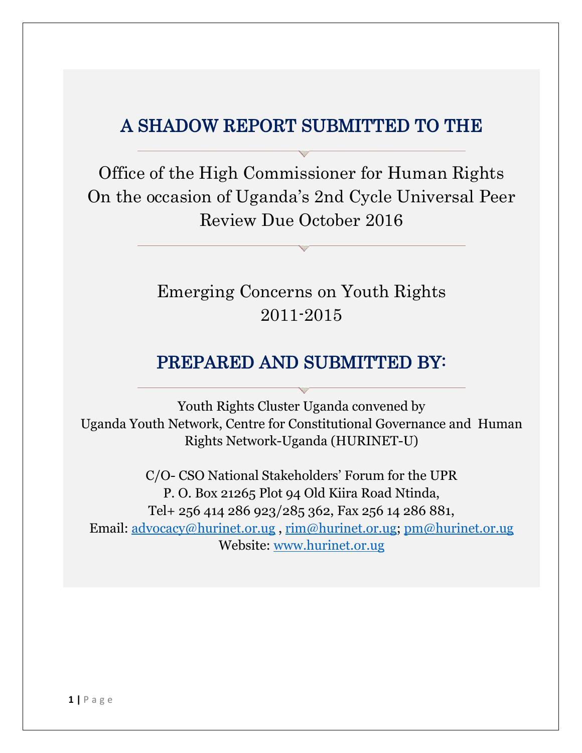# A SHADOW REPORT SUBMITTED TO THE

Office of the High Commissioner for Human Rights
On the occasion of Uganda's 2nd Cycle Universal Peer Review Due October 2016

Emerging Concerns on Youth Rights
2011-2015

## PREPARED AND SUBMITTED BY:

Youth Rights Cluster Uganda convened by
Uganda Youth Network, Centre for Constitutional Governance and Human Rights Network-Uganda (HURINET-U)

C/O- CSO National Stakeholders' Forum for the UPR
P. O. Box 21265 Plot 94 Old Kiira Road Ntinda,
Tel+ 256 414 286 923/285 362, Fax 256 14 286 881,
Email: advocacy@hurinet.or.ug , rim@hurinet.or.ug; pm@hurinet.or.ug
Website: www.hurinet.or.ug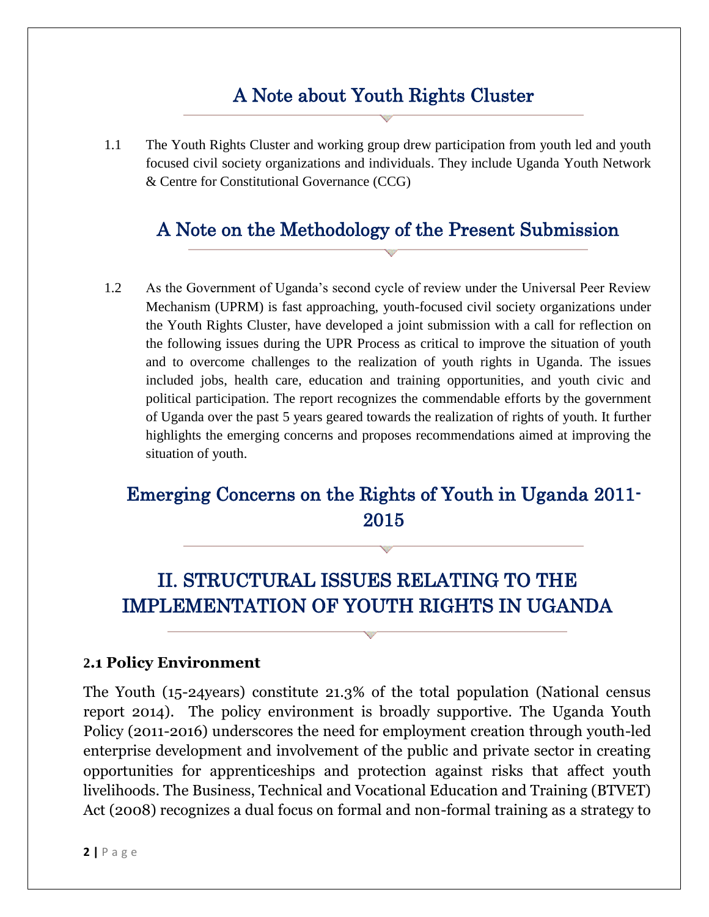## A Note about Youth Rights Cluster

1.1 The Youth Rights Cluster and working group drew participation from youth led and youth focused civil society organizations and individuals. They include Uganda Youth Network & Centre for Constitutional Governance (CCG)

## A Note on the Methodology of the Present Submission

1.2 As the Government of Uganda's second cycle of review under the Universal Peer Review Mechanism (UPRM) is fast approaching, youth-focused civil society organizations under the Youth Rights Cluster, have developed a joint submission with a call for reflection on the following issues during the UPR Process as critical to improve the situation of youth and to overcome challenges to the realization of youth rights in Uganda. The issues included jobs, health care, education and training opportunities, and youth civic and political participation. The report recognizes the commendable efforts by the government of Uganda over the past 5 years geared towards the realization of rights of youth. It further highlights the emerging concerns and proposes recommendations aimed at improving the situation of youth.

## Emerging Concerns on the Rights of Youth in Uganda 2011-2015

## II. STRUCTURAL ISSUES RELATING TO THE IMPLEMENTATION OF YOUTH RIGHTS IN UGANDA

### 2.1 Policy Environment

The Youth (15-24years) constitute 21.3% of the total population (National census report 2014). The policy environment is broadly supportive. The Uganda Youth Policy (2011-2016) underscores the need for employment creation through youth-led enterprise development and involvement of the public and private sector in creating opportunities for apprenticeships and protection against risks that affect youth livelihoods. The Business, Technical and Vocational Education and Training (BTVET) Act (2008) recognizes a dual focus on formal and non-formal training as a strategy to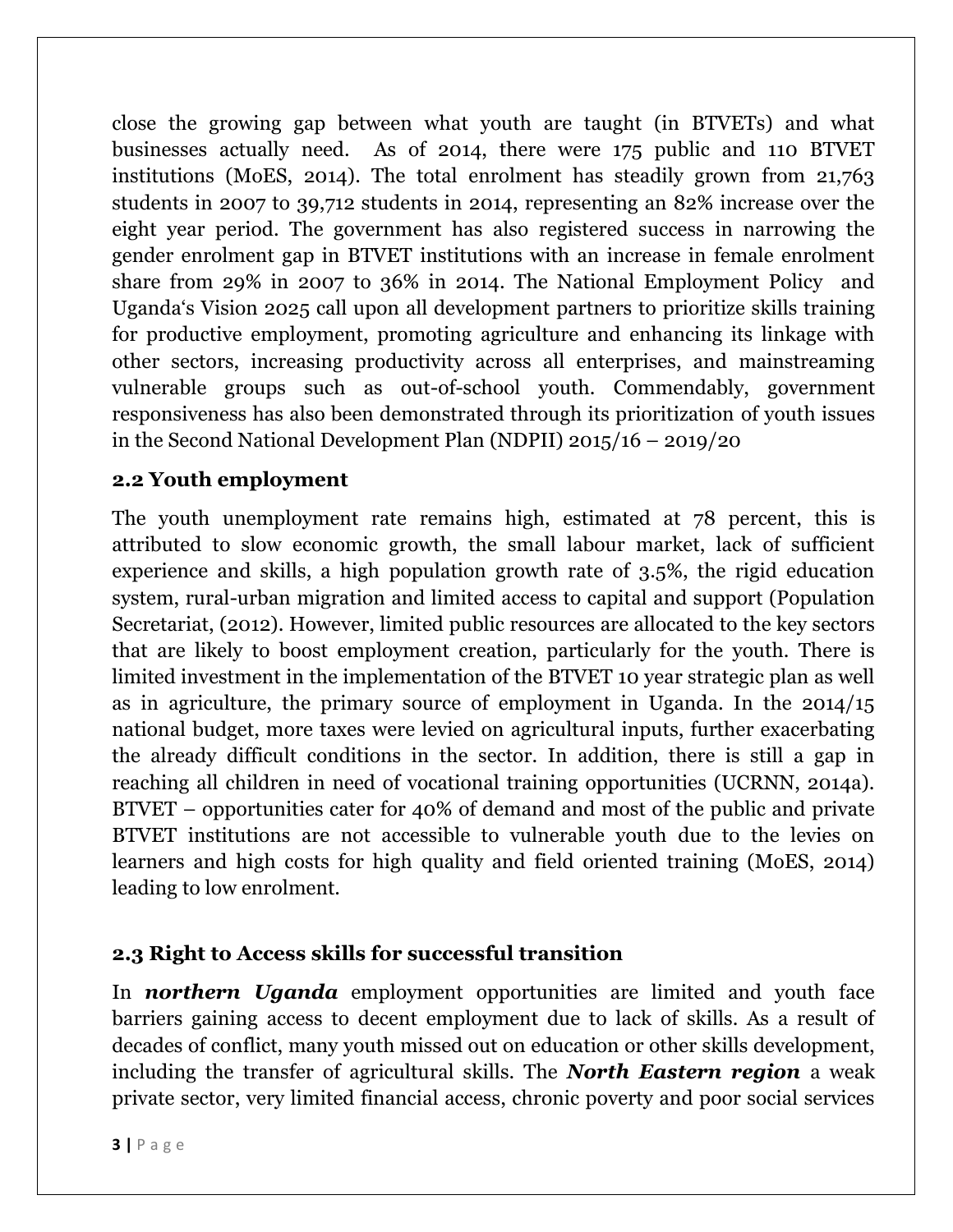close the growing gap between what youth are taught (in BTVETs) and what businesses actually need. As of 2014, there were 175 public and 110 BTVET institutions (MoES, 2014). The total enrolment has steadily grown from 21,763 students in 2007 to 39,712 students in 2014, representing an 82% increase over the eight year period. The government has also registered success in narrowing the gender enrolment gap in BTVET institutions with an increase in female enrolment share from 29% in 2007 to 36% in 2014. The National Employment Policy and Uganda's Vision 2025 call upon all development partners to prioritize skills training for productive employment, promoting agriculture and enhancing its linkage with other sectors, increasing productivity across all enterprises, and mainstreaming vulnerable groups such as out-of-school youth. Commendably, government responsiveness has also been demonstrated through its prioritization of youth issues in the Second National Development Plan (NDPII) 2015/16 – 2019/20

## 2.2 Youth employment

The youth unemployment rate remains high, estimated at 78 percent, this is attributed to slow economic growth, the small labour market, lack of sufficient experience and skills, a high population growth rate of 3.5%, the rigid education system, rural-urban migration and limited access to capital and support (Population Secretariat, (2012). However, limited public resources are allocated to the key sectors that are likely to boost employment creation, particularly for the youth. There is limited investment in the implementation of the BTVET 10 year strategic plan as well as in agriculture, the primary source of employment in Uganda. In the 2014/15 national budget, more taxes were levied on agricultural inputs, further exacerbating the already difficult conditions in the sector. In addition, there is still a gap in reaching all children in need of vocational training opportunities (UCRNN, 2014a). BTVET – opportunities cater for 40% of demand and most of the public and private BTVET institutions are not accessible to vulnerable youth due to the levies on learners and high costs for high quality and field oriented training (MoES, 2014) leading to low enrolment.

## 2.3 Right to Access skills for successful transition

In ***northern Uganda*** employment opportunities are limited and youth face barriers gaining access to decent employment due to lack of skills. As a result of decades of conflict, many youth missed out on education or other skills development, including the transfer of agricultural skills. The ***North Eastern region*** a weak private sector, very limited financial access, chronic poverty and poor social services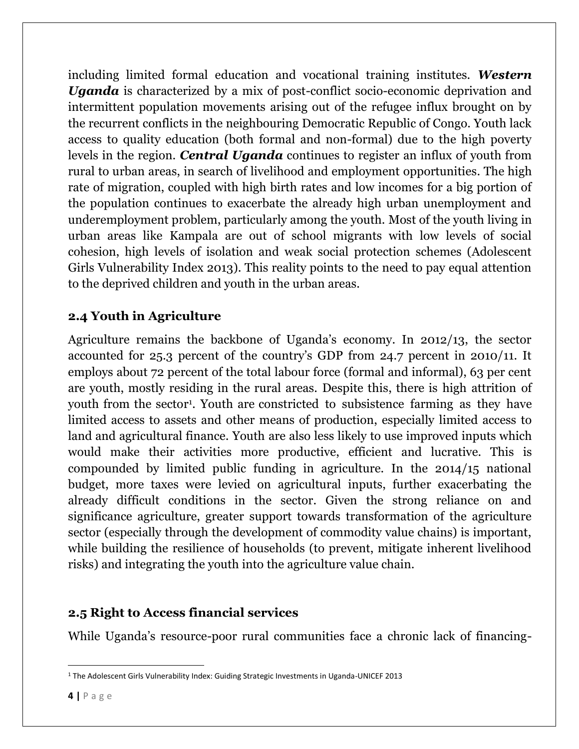including limited formal education and vocational training institutes. ***Western Uganda*** is characterized by a mix of post-conflict socio-economic deprivation and intermittent population movements arising out of the refugee influx brought on by the recurrent conflicts in the neighbouring Democratic Republic of Congo. Youth lack access to quality education (both formal and non-formal) due to the high poverty levels in the region. ***Central Uganda*** continues to register an influx of youth from rural to urban areas, in search of livelihood and employment opportunities. The high rate of migration, coupled with high birth rates and low incomes for a big portion of the population continues to exacerbate the already high urban unemployment and underemployment problem, particularly among the youth. Most of the youth living in urban areas like Kampala are out of school migrants with low levels of social cohesion, high levels of isolation and weak social protection schemes (Adolescent Girls Vulnerability Index 2013). This reality points to the need to pay equal attention to the deprived children and youth in the urban areas.

### 2.4 Youth in Agriculture

Agriculture remains the backbone of Uganda's economy. In 2012/13, the sector accounted for 25.3 percent of the country's GDP from 24.7 percent in 2010/11. It employs about 72 percent of the total labour force (formal and informal), 63 per cent are youth, mostly residing in the rural areas. Despite this, there is high attrition of youth from the sector[1]. Youth are constricted to subsistence farming as they have limited access to assets and other means of production, especially limited access to land and agricultural finance. Youth are also less likely to use improved inputs which would make their activities more productive, efficient and lucrative. This is compounded by limited public funding in agriculture. In the 2014/15 national budget, more taxes were levied on agricultural inputs, further exacerbating the already difficult conditions in the sector. Given the strong reliance on and significance agriculture, greater support towards transformation of the agriculture sector (especially through the development of commodity value chains) is important, while building the resilience of households (to prevent, mitigate inherent livelihood risks) and integrating the youth into the agriculture value chain.

### 2.5 Right to Access financial services

While Uganda's resource-poor rural communities face a chronic lack of financing-

[1] The Adolescent Girls Vulnerability Index: Guiding Strategic Investments in Uganda-UNICEF 2013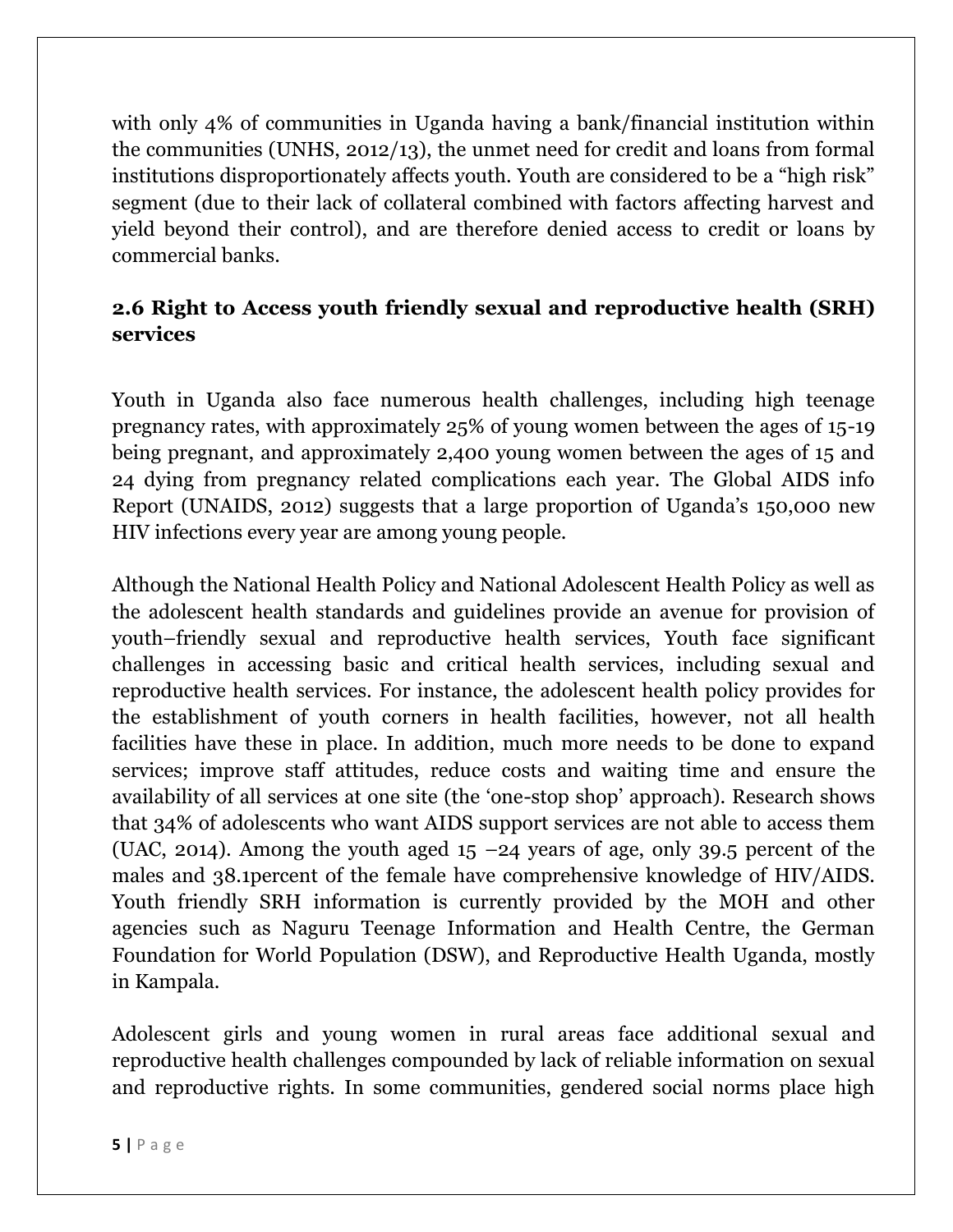with only 4% of communities in Uganda having a bank/financial institution within the communities (UNHS, 2012/13), the unmet need for credit and loans from formal institutions disproportionately affects youth. Youth are considered to be a "high risk" segment (due to their lack of collateral combined with factors affecting harvest and yield beyond their control), and are therefore denied access to credit or loans by commercial banks.

## 2.6 Right to Access youth friendly sexual and reproductive health (SRH) services

Youth in Uganda also face numerous health challenges, including high teenage pregnancy rates, with approximately 25% of young women between the ages of 15-19 being pregnant, and approximately 2,400 young women between the ages of 15 and 24 dying from pregnancy related complications each year. The Global AIDS info Report (UNAIDS, 2012) suggests that a large proportion of Uganda's 150,000 new HIV infections every year are among young people.

Although the National Health Policy and National Adolescent Health Policy as well as the adolescent health standards and guidelines provide an avenue for provision of youth–friendly sexual and reproductive health services, Youth face significant challenges in accessing basic and critical health services, including sexual and reproductive health services. For instance, the adolescent health policy provides for the establishment of youth corners in health facilities, however, not all health facilities have these in place. In addition, much more needs to be done to expand services; improve staff attitudes, reduce costs and waiting time and ensure the availability of all services at one site (the 'one-stop shop' approach). Research shows that 34% of adolescents who want AIDS support services are not able to access them (UAC, 2014). Among the youth aged 15 –24 years of age, only 39.5 percent of the males and 38.1percent of the female have comprehensive knowledge of HIV/AIDS. Youth friendly SRH information is currently provided by the MOH and other agencies such as Naguru Teenage Information and Health Centre, the German Foundation for World Population (DSW), and Reproductive Health Uganda, mostly in Kampala.

Adolescent girls and young women in rural areas face additional sexual and reproductive health challenges compounded by lack of reliable information on sexual and reproductive rights. In some communities, gendered social norms place high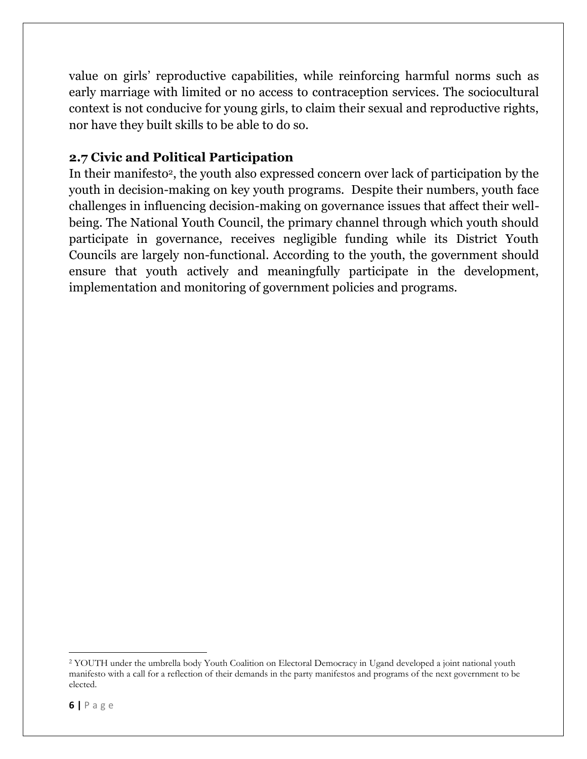value on girls' reproductive capabilities, while reinforcing harmful norms such as early marriage with limited or no access to contraception services. The sociocultural context is not conducive for young girls, to claim their sexual and reproductive rights, nor have they built skills to be able to do so.

## 2.7 Civic and Political Participation

In their manifesto[2], the youth also expressed concern over lack of participation by the youth in decision-making on key youth programs. Despite their numbers, youth face challenges in influencing decision-making on governance issues that affect their well-being. The National Youth Council, the primary channel through which youth should participate in governance, receives negligible funding while its District Youth Councils are largely non-functional. According to the youth, the government should ensure that youth actively and meaningfully participate in the development, implementation and monitoring of government policies and programs.

---

[2] YOUTH under the umbrella body Youth Coalition on Electoral Democracy in Ugand developed a joint national youth manifesto with a call for a reflection of their demands in the party manifestos and programs of the next government to be elected.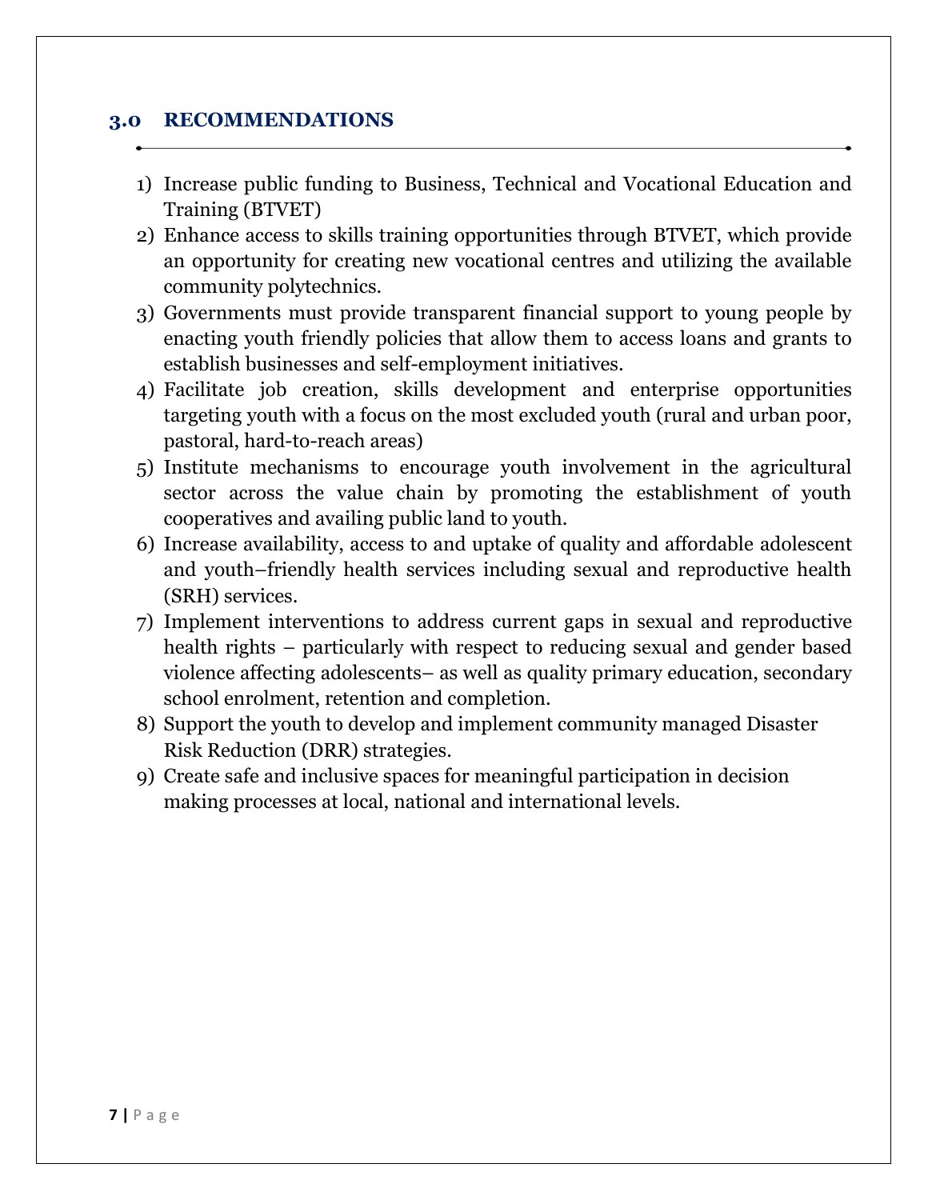## 3.0 RECOMMENDATIONS

1) Increase public funding to Business, Technical and Vocational Education and Training (BTVET)
2) Enhance access to skills training opportunities through BTVET, which provide an opportunity for creating new vocational centres and utilizing the available community polytechnics.
3) Governments must provide transparent financial support to young people by enacting youth friendly policies that allow them to access loans and grants to establish businesses and self-employment initiatives.
4) Facilitate job creation, skills development and enterprise opportunities targeting youth with a focus on the most excluded youth (rural and urban poor, pastoral, hard-to-reach areas)
5) Institute mechanisms to encourage youth involvement in the agricultural sector across the value chain by promoting the establishment of youth cooperatives and availing public land to youth.
6) Increase availability, access to and uptake of quality and affordable adolescent and youth–friendly health services including sexual and reproductive health (SRH) services.
7) Implement interventions to address current gaps in sexual and reproductive health rights – particularly with respect to reducing sexual and gender based violence affecting adolescents– as well as quality primary education, secondary school enrolment, retention and completion.
8) Support the youth to develop and implement community managed Disaster Risk Reduction (DRR) strategies.
9) Create safe and inclusive spaces for meaningful participation in decision making processes at local, national and international levels.